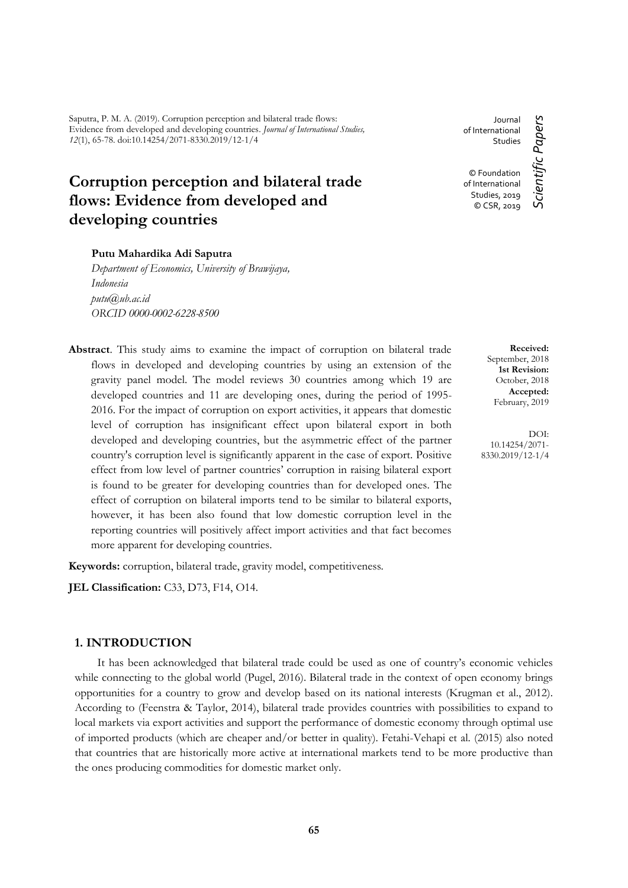Saputra, P. M. A. (2019). Corruption perception and bilateral trade flows: Evidence from developed and developing countries. *Journal of International Studies, 12*(1), 65-78. doi:10.14254/2071-8330.2019/12-1/4

Journal of International Studies

© Foundation of International Studies, 2019
© CSR, 2019

*Scientific Papers*

# Corruption perception and bilateral trade flows: Evidence from developed and developing countries

**Putu Mahardika Adi Saputra**
*Department of Economics, University of Brawijaya, Indonesia*
*putu@ub.ac.id*
*ORCID 0000-0002-6228-8500*

**Received:** September, 2018
**1st Revision:** October, 2018
**Accepted:** February, 2019

DOI: 10.14254/2071-8330.2019/12-1/4

**Abstract**. This study aims to examine the impact of corruption on bilateral trade flows in developed and developing countries by using an extension of the gravity panel model. The model reviews 30 countries among which 19 are developed countries and 11 are developing ones, during the period of 1995-2016. For the impact of corruption on export activities, it appears that domestic level of corruption has insignificant effect upon bilateral export in both developed and developing countries, but the asymmetric effect of the partner country's corruption level is significantly apparent in the case of export. Positive effect from low level of partner countries' corruption in raising bilateral export is found to be greater for developing countries than for developed ones. The effect of corruption on bilateral imports tend to be similar to bilateral exports, however, it has been also found that low domestic corruption level in the reporting countries will positively affect import activities and that fact becomes more apparent for developing countries.

**Keywords:** corruption, bilateral trade, gravity model, competitiveness.

**JEL Classification:** C33, D73, F14, O14.

## 1. INTRODUCTION

It has been acknowledged that bilateral trade could be used as one of country's economic vehicles while connecting to the global world (Pugel, 2016). Bilateral trade in the context of open economy brings opportunities for a country to grow and develop based on its national interests (Krugman et al., 2012). According to (Feenstra & Taylor, 2014), bilateral trade provides countries with possibilities to expand to local markets via export activities and support the performance of domestic economy through optimal use of imported products (which are cheaper and/or better in quality). Fetahi-Vehapi et al. (2015) also noted that countries that are historically more active at international markets tend to be more productive than the ones producing commodities for domestic market only.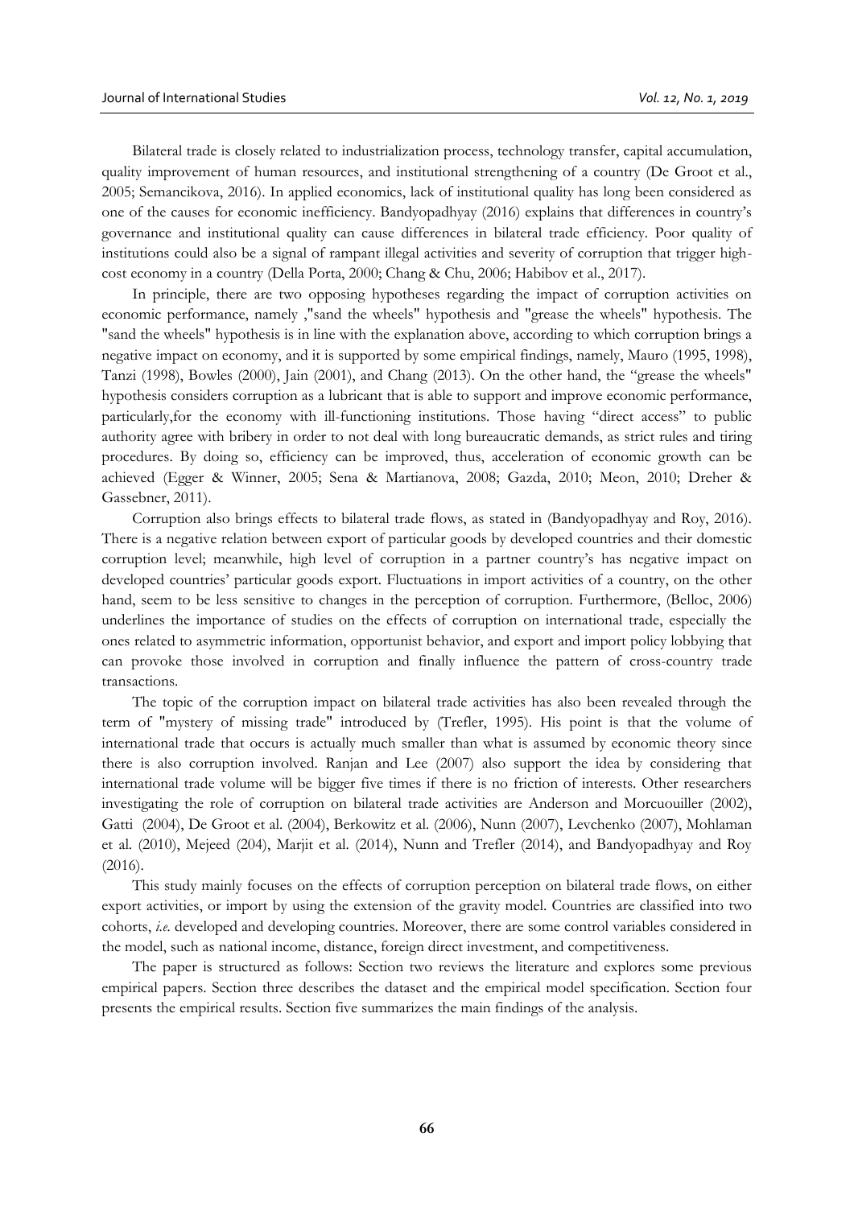Bilateral trade is closely related to industrialization process, technology transfer, capital accumulation, quality improvement of human resources, and institutional strengthening of a country (De Groot et al., 2005; Semancikova, 2016). In applied economics, lack of institutional quality has long been considered as one of the causes for economic inefficiency. Bandyopadhyay (2016) explains that differences in country's governance and institutional quality can cause differences in bilateral trade efficiency. Poor quality of institutions could also be a signal of rampant illegal activities and severity of corruption that trigger high-cost economy in a country (Della Porta, 2000; Chang & Chu, 2006; Habibov et al., 2017).

In principle, there are two opposing hypotheses regarding the impact of corruption activities on economic performance, namely ,"sand the wheels" hypothesis and "grease the wheels" hypothesis. The "sand the wheels" hypothesis is in line with the explanation above, according to which corruption brings a negative impact on economy, and it is supported by some empirical findings, namely, Mauro (1995, 1998), Tanzi (1998), Bowles (2000), Jain (2001), and Chang (2013). On the other hand, the "grease the wheels" hypothesis considers corruption as a lubricant that is able to support and improve economic performance, particularly,for the economy with ill-functioning institutions. Those having "direct access" to public authority agree with bribery in order to not deal with long bureaucratic demands, as strict rules and tiring procedures. By doing so, efficiency can be improved, thus, acceleration of economic growth can be achieved (Egger & Winner, 2005; Sena & Martianova, 2008; Gazda, 2010; Meon, 2010; Dreher & Gassebner, 2011).

Corruption also brings effects to bilateral trade flows, as stated in (Bandyopadhyay and Roy, 2016). There is a negative relation between export of particular goods by developed countries and their domestic corruption level; meanwhile, high level of corruption in a partner country's has negative impact on developed countries' particular goods export. Fluctuations in import activities of a country, on the other hand, seem to be less sensitive to changes in the perception of corruption. Furthermore, (Belloc, 2006) underlines the importance of studies on the effects of corruption on international trade, especially the ones related to asymmetric information, opportunist behavior, and export and import policy lobbying that can provoke those involved in corruption and finally influence the pattern of cross-country trade transactions.

The topic of the corruption impact on bilateral trade activities has also been revealed through the term of "mystery of missing trade" introduced by (Trefler, 1995). His point is that the volume of international trade that occurs is actually much smaller than what is assumed by economic theory since there is also corruption involved. Ranjan and Lee (2007) also support the idea by considering that international trade volume will be bigger five times if there is no friction of interests. Other researchers investigating the role of corruption on bilateral trade activities are Anderson and Morcuouiller (2002), Gatti (2004), De Groot et al. (2004), Berkowitz et al. (2006), Nunn (2007), Levchenko (2007), Mohlaman et al. (2010), Mejeed (204), Marjit et al. (2014), Nunn and Trefler (2014), and Bandyopadhyay and Roy (2016).

This study mainly focuses on the effects of corruption perception on bilateral trade flows, on either export activities, or import by using the extension of the gravity model. Countries are classified into two cohorts, *i.e.* developed and developing countries. Moreover, there are some control variables considered in the model, such as national income, distance, foreign direct investment, and competitiveness.

The paper is structured as follows: Section two reviews the literature and explores some previous empirical papers. Section three describes the dataset and the empirical model specification. Section four presents the empirical results. Section five summarizes the main findings of the analysis.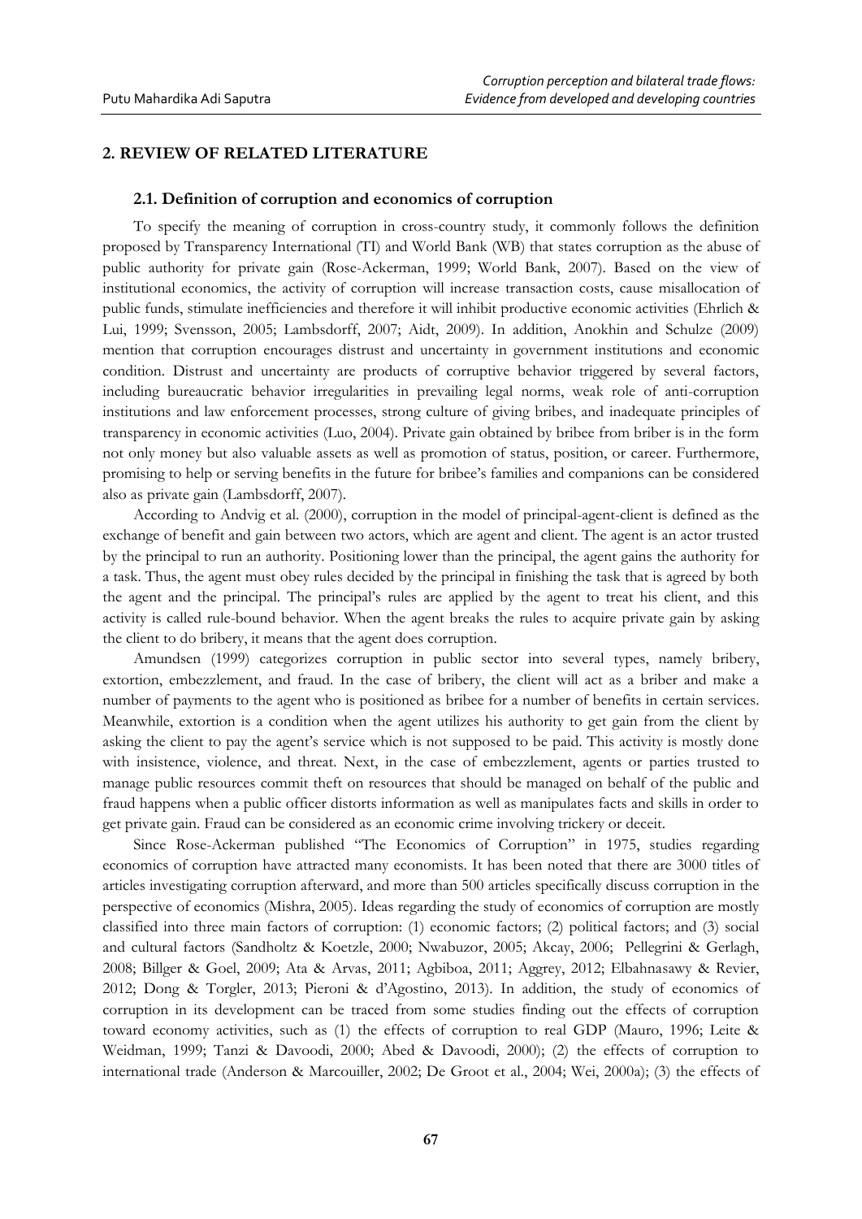## 2. REVIEW OF RELATED LITERATURE

### 2.1. Definition of corruption and economics of corruption

To specify the meaning of corruption in cross-country study, it commonly follows the definition proposed by Transparency International (TI) and World Bank (WB) that states corruption as the abuse of public authority for private gain (Rose-Ackerman, 1999; World Bank, 2007). Based on the view of institutional economics, the activity of corruption will increase transaction costs, cause misallocation of public funds, stimulate inefficiencies and therefore it will inhibit productive economic activities (Ehrlich & Lui, 1999; Svensson, 2005; Lambsdorff, 2007; Aidt, 2009). In addition, Anokhin and Schulze (2009) mention that corruption encourages distrust and uncertainty in government institutions and economic condition. Distrust and uncertainty are products of corruptive behavior triggered by several factors, including bureaucratic behavior irregularities in prevailing legal norms, weak role of anti-corruption institutions and law enforcement processes, strong culture of giving bribes, and inadequate principles of transparency in economic activities (Luo, 2004). Private gain obtained by bribee from briber is in the form not only money but also valuable assets as well as promotion of status, position, or career. Furthermore, promising to help or serving benefits in the future for bribee's families and companions can be considered also as private gain (Lambsdorff, 2007).

According to Andvig et al. (2000), corruption in the model of principal-agent-client is defined as the exchange of benefit and gain between two actors, which are agent and client. The agent is an actor trusted by the principal to run an authority. Positioning lower than the principal, the agent gains the authority for a task. Thus, the agent must obey rules decided by the principal in finishing the task that is agreed by both the agent and the principal. The principal's rules are applied by the agent to treat his client, and this activity is called rule-bound behavior. When the agent breaks the rules to acquire private gain by asking the client to do bribery, it means that the agent does corruption.

Amundsen (1999) categorizes corruption in public sector into several types, namely bribery, extortion, embezzlement, and fraud. In the case of bribery, the client will act as a briber and make a number of payments to the agent who is positioned as bribee for a number of benefits in certain services. Meanwhile, extortion is a condition when the agent utilizes his authority to get gain from the client by asking the client to pay the agent's service which is not supposed to be paid. This activity is mostly done with insistence, violence, and threat. Next, in the case of embezzlement, agents or parties trusted to manage public resources commit theft on resources that should be managed on behalf of the public and fraud happens when a public officer distorts information as well as manipulates facts and skills in order to get private gain. Fraud can be considered as an economic crime involving trickery or deceit.

Since Rose-Ackerman published "The Economics of Corruption" in 1975, studies regarding economics of corruption have attracted many economists. It has been noted that there are 3000 titles of articles investigating corruption afterward, and more than 500 articles specifically discuss corruption in the perspective of economics (Mishra, 2005). Ideas regarding the study of economics of corruption are mostly classified into three main factors of corruption: (1) economic factors; (2) political factors; and (3) social and cultural factors (Sandholtz & Koetzle, 2000; Nwabuzor, 2005; Akcay, 2006; Pellegrini & Gerlagh, 2008; Billger & Goel, 2009; Ata & Arvas, 2011; Agbiboa, 2011; Aggrey, 2012; Elbahnasawy & Revier, 2012; Dong & Torgler, 2013; Pieroni & d'Agostino, 2013). In addition, the study of economics of corruption in its development can be traced from some studies finding out the effects of corruption toward economy activities, such as (1) the effects of corruption to real GDP (Mauro, 1996; Leite & Weidman, 1999; Tanzi & Davoodi, 2000; Abed & Davoodi, 2000); (2) the effects of corruption to international trade (Anderson & Marcouiller, 2002; De Groot et al., 2004; Wei, 2000a); (3) the effects of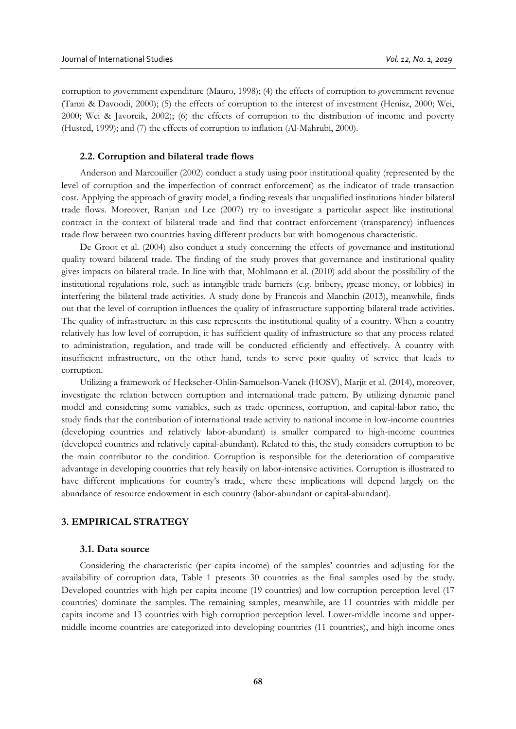corruption to government expenditure (Mauro, 1998); (4) the effects of corruption to government revenue (Tanzi & Davoodi, 2000); (5) the effects of corruption to the interest of investment (Henisz, 2000; Wei, 2000; Wei & Javorcik, 2002); (6) the effects of corruption to the distribution of income and poverty (Husted, 1999); and (7) the effects of corruption to inflation (Al-Mahrubi, 2000).

### 2.2. Corruption and bilateral trade flows

Anderson and Marcouiller (2002) conduct a study using poor institutional quality (represented by the level of corruption and the imperfection of contract enforcement) as the indicator of trade transaction cost. Applying the approach of gravity model, a finding reveals that unqualified institutions hinder bilateral trade flows. Moreover, Ranjan and Lee (2007) try to investigate a particular aspect like institutional contract in the context of bilateral trade and find that contract enforcement (transparency) influences trade flow between two countries having different products but with homogenous characteristic.

De Groot et al. (2004) also conduct a study concerning the effects of governance and institutional quality toward bilateral trade. The finding of the study proves that governance and institutional quality gives impacts on bilateral trade. In line with that, Mohlmann et al. (2010) add about the possibility of the institutional regulations role, such as intangible trade barriers (e.g. bribery, grease money, or lobbies) in interfering the bilateral trade activities. A study done by Francois and Manchin (2013), meanwhile, finds out that the level of corruption influences the quality of infrastructure supporting bilateral trade activities. The quality of infrastructure in this case represents the institutional quality of a country. When a country relatively has low level of corruption, it has sufficient quality of infrastructure so that any process related to administration, regulation, and trade will be conducted efficiently and effectively. A country with insufficient infrastructure, on the other hand, tends to serve poor quality of service that leads to corruption.

Utilizing a framework of Heckscher-Ohlin-Samuelson-Vanek (HOSV), Marjit et al. (2014), moreover, investigate the relation between corruption and international trade pattern. By utilizing dynamic panel model and considering some variables, such as trade openness, corruption, and capital-labor ratio, the study finds that the contribution of international trade activity to national income in low-income countries (developing countries and relatively labor-abundant) is smaller compared to high-income countries (developed countries and relatively capital-abundant). Related to this, the study considers corruption to be the main contributor to the condition. Corruption is responsible for the deterioration of comparative advantage in developing countries that rely heavily on labor-intensive activities. Corruption is illustrated to have different implications for country's trade, where these implications will depend largely on the abundance of resource endowment in each country (labor-abundant or capital-abundant).

## 3. EMPIRICAL STRATEGY

### 3.1. Data source

Considering the characteristic (per capita income) of the samples' countries and adjusting for the availability of corruption data, Table 1 presents 30 countries as the final samples used by the study. Developed countries with high per capita income (19 countries) and low corruption perception level (17 countries) dominate the samples. The remaining samples, meanwhile, are 11 countries with middle per capita income and 13 countries with high corruption perception level. Lower-middle income and upper-middle income countries are categorized into developing countries (11 countries), and high income ones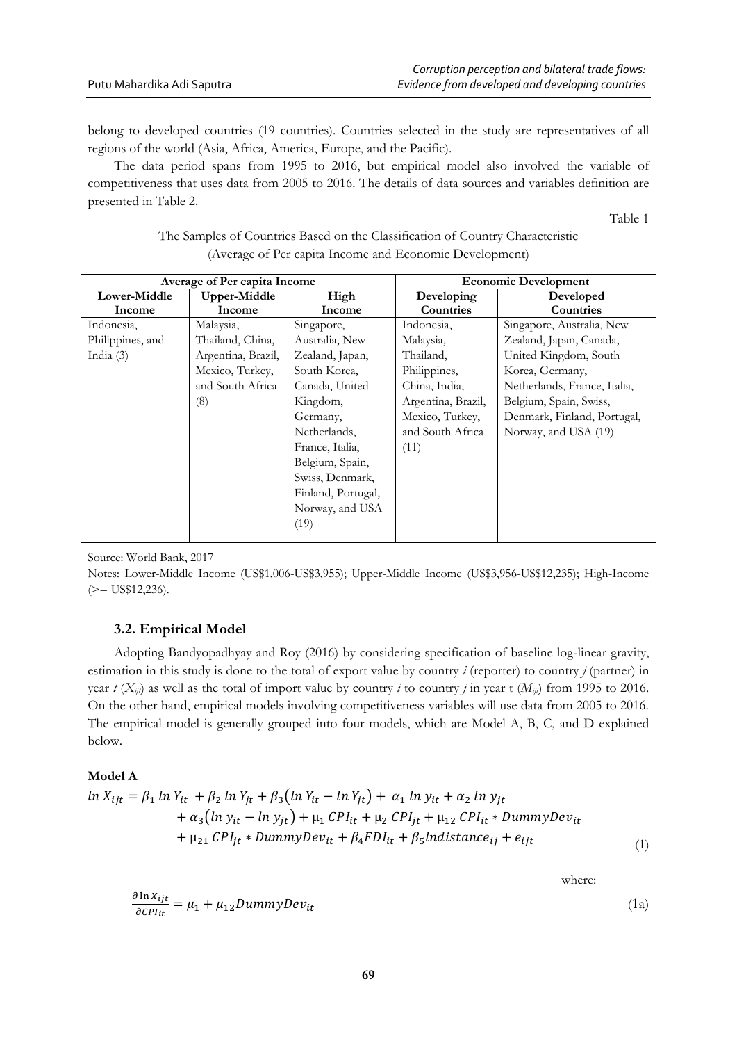belong to developed countries (19 countries). Countries selected in the study are representatives of all regions of the world (Asia, Africa, America, Europe, and the Pacific).

The data period spans from 1995 to 2016, but empirical model also involved the variable of competitiveness that uses data from 2005 to 2016. The details of data sources and variables definition are presented in Table 2.

Table 1

The Samples of Countries Based on the Classification of Country Characteristic (Average of Per capita Income and Economic Development)

| Average of Per capita Income | | | Economic Development | |
|---|---|---|---|---|
| **Lower-Middle Income** | **Upper-Middle Income** | **High Income** | **Developing Countries** | **Developed Countries** |
| Indonesia, Philippines, and India (3) | Malaysia, Thailand, China, Argentina, Brazil, Mexico, Turkey, and South Africa (8) | Singapore, Australia, New Zealand, Japan, South Korea, Canada, United Kingdom, Germany, Netherlands, France, Italia, Belgium, Spain, Swiss, Denmark, Finland, Portugal, Norway, and USA (19) | Indonesia, Malaysia, Thailand, Philippines, China, India, Argentina, Brazil, Mexico, Turkey, and South Africa (11) | Singapore, Australia, New Zealand, Japan, Canada, United Kingdom, South Korea, Germany, Netherlands, France, Italia, Belgium, Spain, Swiss, Denmark, Finland, Portugal, Norway, and USA (19) |

Source: World Bank, 2017

Notes: Lower-Middle Income (US$1,006-US$3,955); Upper-Middle Income (US$3,956-US$12,235); High-Income (>= US$12,236).

### 3.2. Empirical Model

Adopting Bandyopadhyay and Roy (2016) by considering specification of baseline log-linear gravity, estimation in this study is done to the total of export value by country *i* (reporter) to country *j* (partner) in year *t* ($X_{ijt}$) as well as the total of import value by country *i* to country *j* in year t ($M_{ijt}$) from 1995 to 2016. On the other hand, empirical models involving competitiveness variables will use data from 2005 to 2016. The empirical model is generally grouped into four models, which are Model A, B, C, and D explained below.

**Model A**

$$
\begin{aligned}
\ln X_{ijt} = {} & \beta_1 \ln Y_{it} + \beta_2 \ln Y_{jt} + \beta_3 (\ln Y_{it} - \ln Y_{jt}) + \alpha_1 \ln y_{it} + \alpha_2 \ln y_{jt} \\
& + \alpha_3 (\ln y_{it} - \ln y_{jt}) + \mu_1 CPI_{it} + \mu_2 CPI_{jt} + \mu_{12} CPI_{it} * DummyDev_{it} \\
& + \mu_{21} CPI_{jt} * DummyDev_{it} + \beta_4 FDI_{it} + \beta_5 lndistance_{ij} + e_{ijt}
\end{aligned}
\tag{1}
$$

where:

$$
\frac{\partial \ln X_{ijt}}{\partial CPI_{it}} = \mu_1 + \mu_{12} DummyDev_{it} \tag{1a}
$$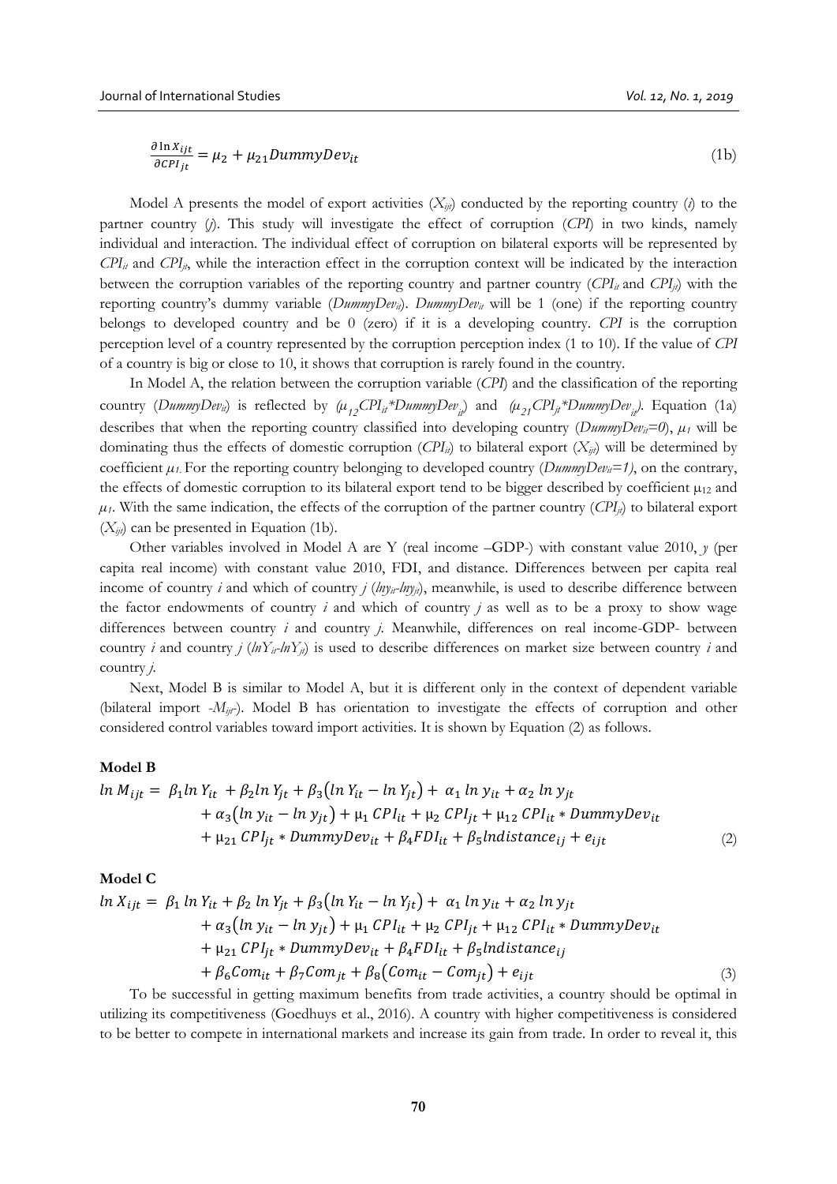$$\frac{\partial \ln X_{ijt}}{\partial CPI_{jt}} = \mu_2 + \mu_{21} DummyDev_{it} \tag{1b}$$

Model A presents the model of export activities ($X_{ijt}$) conducted by the reporting country ($i$) to the partner country ($j$). This study will investigate the effect of corruption ($CPI$) in two kinds, namely individual and interaction. The individual effect of corruption on bilateral exports will be represented by $CPI_{it}$ and $CPI_{jt}$, while the interaction effect in the corruption context will be indicated by the interaction between the corruption variables of the reporting country and partner country ($CPI_{it}$ and $CPI_{jt}$) with the reporting country's dummy variable ($DummyDev_{it}$). $DummyDev_{it}$ will be 1 (one) if the reporting country belongs to developed country and be 0 (zero) if it is a developing country. $CPI$ is the corruption perception level of a country represented by the corruption perception index (1 to 10). If the value of $CPI$ of a country is big or close to 10, it shows that corruption is rarely found in the country.

In Model A, the relation between the corruption variable ($CPI$) and the classification of the reporting country ($DummyDev_{it}$) is reflected by ($\mu_{12}CPI_{it}*DummyDev_{it}$) and ($\mu_{21}CPI_{jt}*DummyDev_{it}$). Equation (1a) describes that when the reporting country classified into developing country ($DummyDev_{it}=0$), $\mu_1$ will be dominating thus the effects of domestic corruption ($CPI_{it}$) to bilateral export ($X_{ijt}$) will be determined by coefficient $\mu_1$. For the reporting country belonging to developed country ($DummyDev_{it}=1$), on the contrary, the effects of domestic corruption to its bilateral export tend to be bigger described by coefficient $\mu_{12}$ and $\mu_1$. With the same indication, the effects of the corruption of the partner country ($CPI_{jt}$) to bilateral export ($X_{ijt}$) can be presented in Equation (1b).

Other variables involved in Model A are Y (real income –GDP-) with constant value 2010, $y$ (per capita real income) with constant value 2010, FDI, and distance. Differences between per capita real income of country $i$ and which of country $j$ ($lny_{it}$-$lny_{jt}$), meanwhile, is used to describe difference between the factor endowments of country $i$ and which of country $j$ as well as to be a proxy to show wage differences between country $i$ and country $j$. Meanwhile, differences on real income-GDP- between country $i$ and country $j$ ($lnY_{it}$-$lnY_{jt}$) is used to describe differences on market size between country $i$ and country $j$.

Next, Model B is similar to Model A, but it is different only in the context of dependent variable (bilateral import -$M_{ijt}$-). Model B has orientation to investigate the effects of corruption and other considered control variables toward import activities. It is shown by Equation (2) as follows.

**Model B**

$$\begin{aligned} ln\, M_{ijt} = {} & \beta_1 ln\, Y_{it} + \beta_2 ln\, Y_{jt} + \beta_3\left(ln\, Y_{it} - ln\, Y_{jt}\right) + \alpha_1\, ln\, y_{it} + \alpha_2\, ln\, y_{jt} \\ & + \alpha_3\left(ln\, y_{it} - ln\, y_{jt}\right) + \mu_1\, CPI_{it} + \mu_2\, CPI_{jt} + \mu_{12}\, CPI_{it} * DummyDev_{it} \\ & + \mu_{21}\, CPI_{jt} * DummyDev_{it} + \beta_4 FDI_{it} + \beta_5 lndistance_{ij} + e_{ijt} \end{aligned} \tag{2}$$

**Model C**

$$\begin{aligned} ln\, X_{ijt} = {} & \beta_1\, ln\, Y_{it} + \beta_2\, ln\, Y_{jt} + \beta_3\left(ln\, Y_{it} - ln\, Y_{jt}\right) + \alpha_1\, ln\, y_{it} + \alpha_2\, ln\, y_{jt} \\ & + \alpha_3\left(ln\, y_{it} - ln\, y_{jt}\right) + \mu_1\, CPI_{it} + \mu_2\, CPI_{jt} + \mu_{12}\, CPI_{it} * DummyDev_{it} \\ & + \mu_{21}\, CPI_{jt} * DummyDev_{it} + \beta_4 FDI_{it} + \beta_5 lndistance_{ij} \\ & + \beta_6 Com_{it} + \beta_7 Com_{jt} + \beta_8\left(Com_{it} - Com_{jt}\right) + e_{ijt} \end{aligned} \tag{3}$$

To be successful in getting maximum benefits from trade activities, a country should be optimal in utilizing its competitiveness (Goedhuys et al., 2016). A country with higher competitiveness is considered to be better to compete in international markets and increase its gain from trade. In order to reveal it, this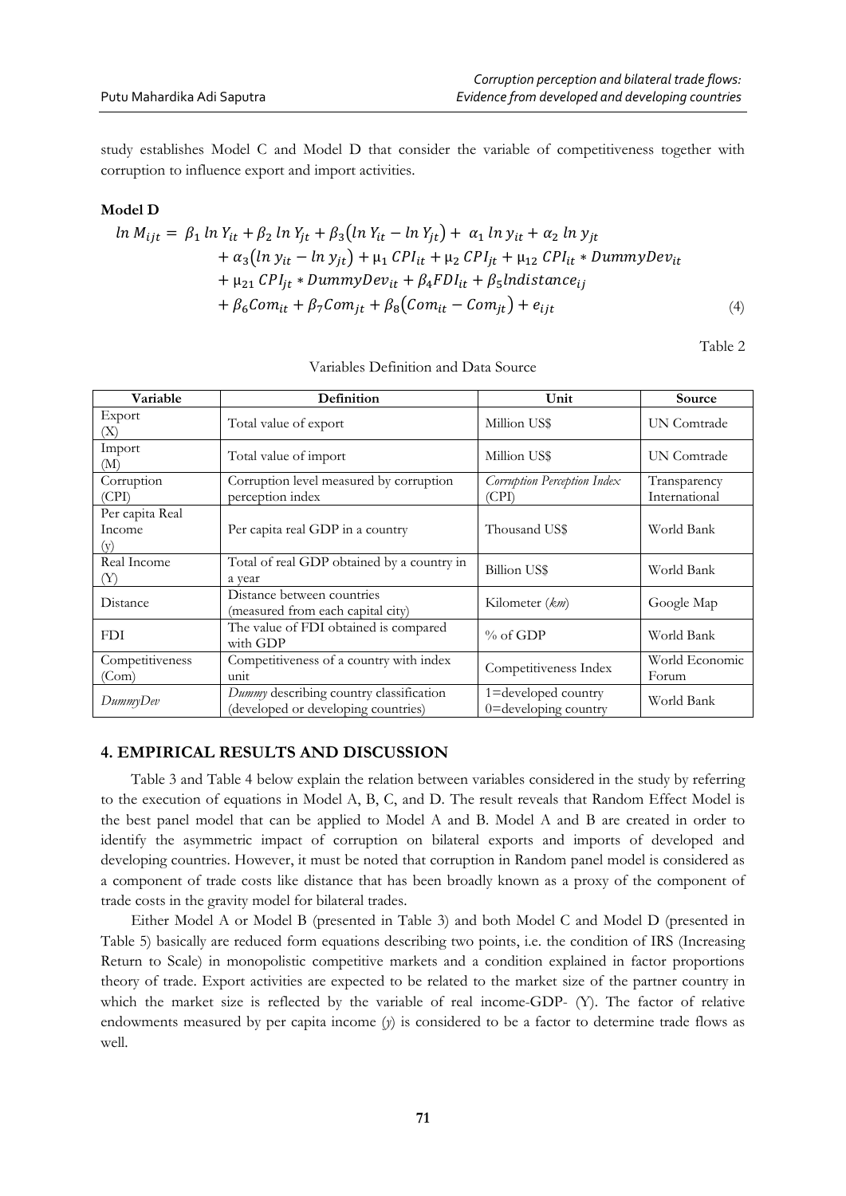study establishes Model C and Model D that consider the variable of competitiveness together with corruption to influence export and import activities.

**Model D**

$$
\begin{aligned}
\ln M_{ijt} = \ & \beta_1 \ln Y_{it} + \beta_2 \ln Y_{jt} + \beta_3(\ln Y_{it} - \ln Y_{jt}) + \alpha_1 \ln y_{it} + \alpha_2 \ln y_{jt} \\
& + \alpha_3(\ln y_{it} - \ln y_{jt}) + \mu_1 CPI_{it} + \mu_2 CPI_{jt} + \mu_{12} CPI_{it} * DummyDev_{it} \\
& + \mu_{21} CPI_{jt} * DummyDev_{it} + \beta_4 FDI_{it} + \beta_5 lndistance_{ij} \\
& + \beta_6 Com_{it} + \beta_7 Com_{jt} + \beta_8(Com_{it} - Com_{jt}) + e_{ijt} \qquad (4)
\end{aligned}
$$

Table 2

Variables Definition and Data Source

| Variable | Definition | Unit | Source |
|---|---|---|---|
| Export (X) | Total value of export | Million US$ | UN Comtrade |
| Import (M) | Total value of import | Million US$ | UN Comtrade |
| Corruption (CPI) | Corruption level measured by corruption perception index | *Corruption Perception Index* (CPI) | Transparency International |
| Per capita Real Income (y) | Per capita real GDP in a country | Thousand US$ | World Bank |
| Real Income (Y) | Total of real GDP obtained by a country in a year | Billion US$ | World Bank |
| Distance | Distance between countries (measured from each capital city) | Kilometer (*km*) | Google Map |
| FDI | The value of FDI obtained is compared with GDP | % of GDP | World Bank |
| Competitiveness (Com) | Competitiveness of a country with index unit | Competitiveness Index | World Economic Forum |
| *DummyDev* | *Dummy* describing country classification (developed or developing countries) | 1=developed country 0=developing country | World Bank |

## 4. EMPIRICAL RESULTS AND DISCUSSION

Table 3 and Table 4 below explain the relation between variables considered in the study by referring to the execution of equations in Model A, B, C, and D. The result reveals that Random Effect Model is the best panel model that can be applied to Model A and B. Model A and B are created in order to identify the asymmetric impact of corruption on bilateral exports and imports of developed and developing countries. However, it must be noted that corruption in Random panel model is considered as a component of trade costs like distance that has been broadly known as a proxy of the component of trade costs in the gravity model for bilateral trades.

Either Model A or Model B (presented in Table 3) and both Model C and Model D (presented in Table 5) basically are reduced form equations describing two points, i.e. the condition of IRS (Increasing Return to Scale) in monopolistic competitive markets and a condition explained in factor proportions theory of trade. Export activities are expected to be related to the market size of the partner country in which the market size is reflected by the variable of real income-GDP- (Y). The factor of relative endowments measured by per capita income (*y*) is considered to be a factor to determine trade flows as well.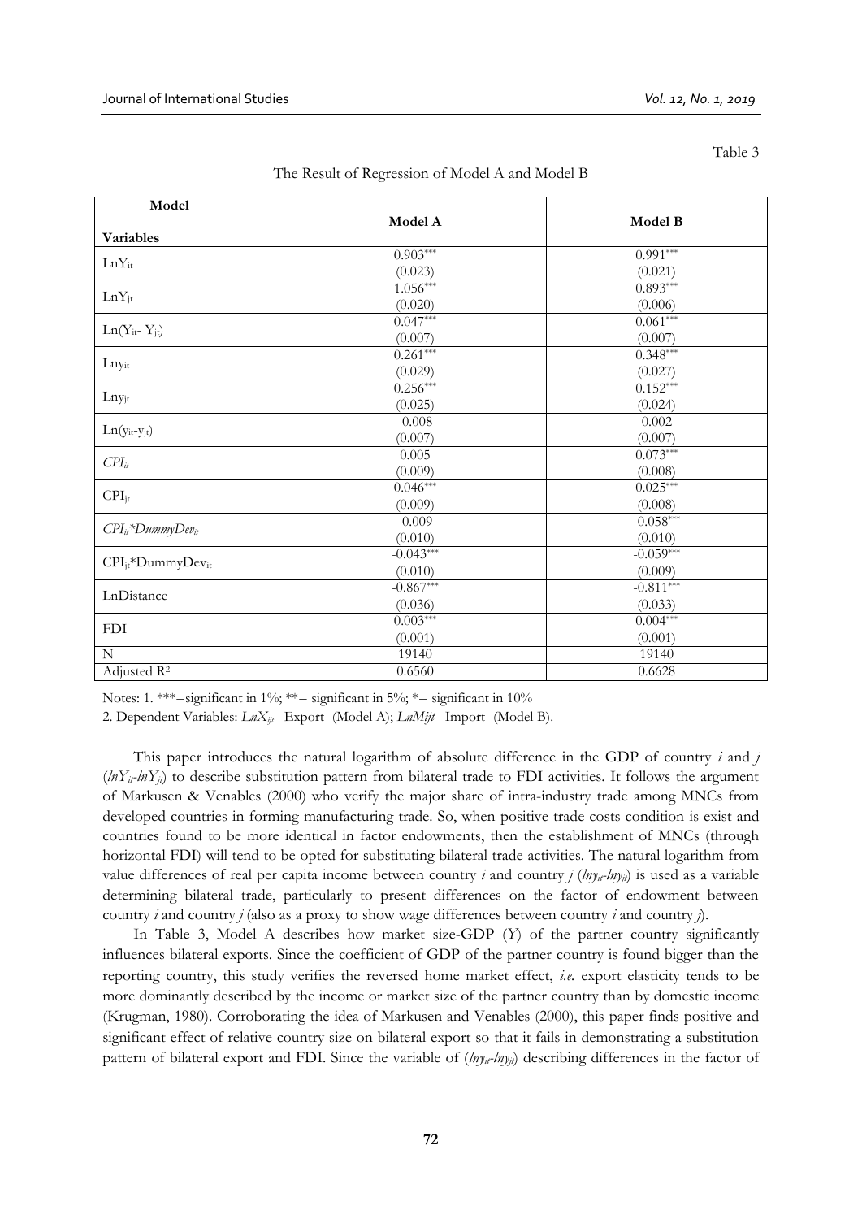Table 3

The Result of Regression of Model A and Model B

| Model / Variables | Model A | Model B |
|---|---|---|
| $LnY_{it}$ | $0.903^{***}$ (0.023) | $0.991^{***}$ (0.021) |
| $LnY_{jt}$ | $1.056^{***}$ (0.020) | $0.893^{***}$ (0.006) |
| $Ln(Y_{it}- Y_{jt})$ | $0.047^{***}$ (0.007) | $0.061^{***}$ (0.007) |
| $Lny_{it}$ | $0.261^{***}$ (0.029) | $0.348^{***}$ (0.027) |
| $Lny_{jt}$ | $0.256^{***}$ (0.025) | $0.152^{***}$ (0.024) |
| $Ln(y_{it}-y_{jt})$ | -0.008 (0.007) | 0.002 (0.007) |
| $CPI_{it}$ | 0.005 (0.009) | $0.073^{***}$ (0.008) |
| $CPI_{jt}$ | $0.046^{***}$ (0.009) | $0.025^{***}$ (0.008) |
| $CPI_{it}$*$DummyDev_{it}$ | -0.009 (0.010) | $-0.058^{***}$ (0.010) |
| $CPI_{jt}$*$DummyDev_{it}$ | $-0.043^{***}$ (0.010) | $-0.059^{***}$ (0.009) |
| LnDistance | $-0.867^{***}$ (0.036) | $-0.811^{***}$ (0.033) |
| FDI | $0.003^{***}$ (0.001) | $0.004^{***}$ (0.001) |
| N | 19140 | 19140 |
| Adjusted $R^2$ | 0.6560 | 0.6628 |

Notes: 1. ***=significant in 1%; **= significant in 5%; *= significant in 10%

2. Dependent Variables: $LnX_{ijt}$ –Export- (Model A); $LnM_{ijt}$ –Import- (Model B).

This paper introduces the natural logarithm of absolute difference in the GDP of country *i* and *j* ($lnY_{it}$-$lnY_{jt}$) to describe substitution pattern from bilateral trade to FDI activities. It follows the argument of Markusen & Venables (2000) who verify the major share of intra-industry trade among MNCs from developed countries in forming manufacturing trade. So, when positive trade costs condition is exist and countries found to be more identical in factor endowments, then the establishment of MNCs (through horizontal FDI) will tend to be opted for substituting bilateral trade activities. The natural logarithm from value differences of real per capita income between country *i* and country *j* ($lny_{it}$-$lny_{jt}$) is used as a variable determining bilateral trade, particularly to present differences on the factor of endowment between country *i* and country *j* (also as a proxy to show wage differences between country *i* and country *j*).

In Table 3, Model A describes how market size-GDP (*Y*) of the partner country significantly influences bilateral exports. Since the coefficient of GDP of the partner country is found bigger than the reporting country, this study verifies the reversed home market effect, *i.e.* export elasticity tends to be more dominantly described by the income or market size of the partner country than by domestic income (Krugman, 1980). Corroborating the idea of Markusen and Venables (2000), this paper finds positive and significant effect of relative country size on bilateral export so that it fails in demonstrating a substitution pattern of bilateral export and FDI. Since the variable of ($lny_{it}$-$lny_{jt}$) describing differences in the factor of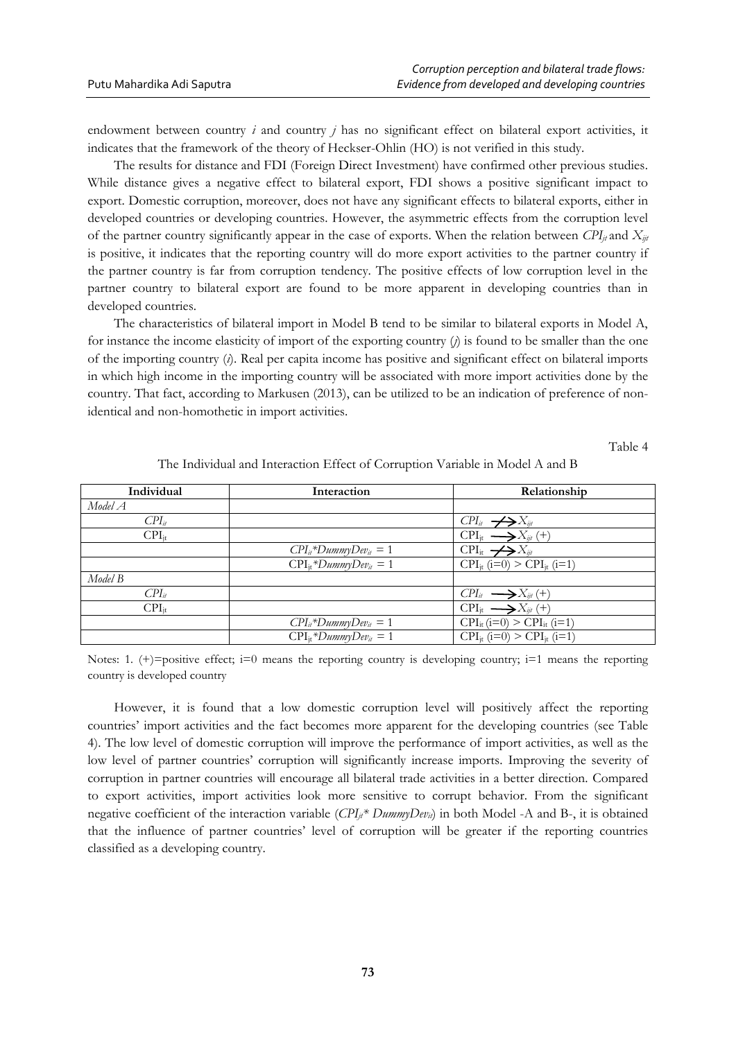endowment between country *i* and country *j* has no significant effect on bilateral export activities, it indicates that the framework of the theory of Heckser-Ohlin (HO) is not verified in this study.

The results for distance and FDI (Foreign Direct Investment) have confirmed other previous studies. While distance gives a negative effect to bilateral export, FDI shows a positive significant impact to export. Domestic corruption, moreover, does not have any significant effects to bilateral exports, either in developed countries or developing countries. However, the asymmetric effects from the corruption level of the partner country significantly appear in the case of exports. When the relation between $CPI_{jt}$ and $X_{ijt}$ is positive, it indicates that the reporting country will do more export activities to the partner country if the partner country is far from corruption tendency. The positive effects of low corruption level in the partner country to bilateral export are found to be more apparent in developing countries than in developed countries.

The characteristics of bilateral import in Model B tend to be similar to bilateral exports in Model A, for instance the income elasticity of import of the exporting country (*j*) is found to be smaller than the one of the importing country (*i*). Real per capita income has positive and significant effect on bilateral imports in which high income in the importing country will be associated with more import activities done by the country. That fact, according to Markusen (2013), can be utilized to be an indication of preference of non-identical and non-homothetic in import activities.

Table 4

The Individual and Interaction Effect of Corruption Variable in Model A and B

| Individual | Interaction | Relationship |
|---|---|---|
| *Model A* | | |
| $CPI_{it}$ | | $CPI_{it} \nrightarrow X_{ijt}$ |
| $CPI_{jt}$ | | $CPI_{jt} \rightarrow X_{ijt}$ (+) |
| | $CPI_{it}*DummyDev_{it} = 1$ | $CPI_{it} \nrightarrow X_{ijt}$ |
| | $CPI_{jt}*DummyDev_{it} = 1$ | $CPI_{jt}$ (i=0) > $CPI_{jt}$ (i=1) |
| *Model B* | | |
| $CPI_{it}$ | | $CPI_{it} \rightarrow X_{ijt}$ (+) |
| $CPI_{jt}$ | | $CPI_{jt} \rightarrow X_{ijt}$ (+) |
| | $CPI_{it}*DummyDev_{it} = 1$ | $CPI_{it}$ (i=0) > $CPI_{it}$ (i=1) |
| | $CPI_{jt}*DummyDev_{it} = 1$ | $CPI_{jt}$ (i=0) > $CPI_{jt}$ (i=1) |

Notes: 1. (+)=positive effect; i=0 means the reporting country is developing country; i=1 means the reporting country is developed country

However, it is found that a low domestic corruption level will positively affect the reporting countries' import activities and the fact becomes more apparent for the developing countries (see Table 4). The low level of domestic corruption will improve the performance of import activities, as well as the low level of partner countries' corruption will significantly increase imports. Improving the severity of corruption in partner countries will encourage all bilateral trade activities in a better direction. Compared to export activities, import activities look more sensitive to corrupt behavior. From the significant negative coefficient of the interaction variable ($CPI_{jt}* DummyDev_{it}$) in both Model -A and B-, it is obtained that the influence of partner countries' level of corruption will be greater if the reporting countries classified as a developing country.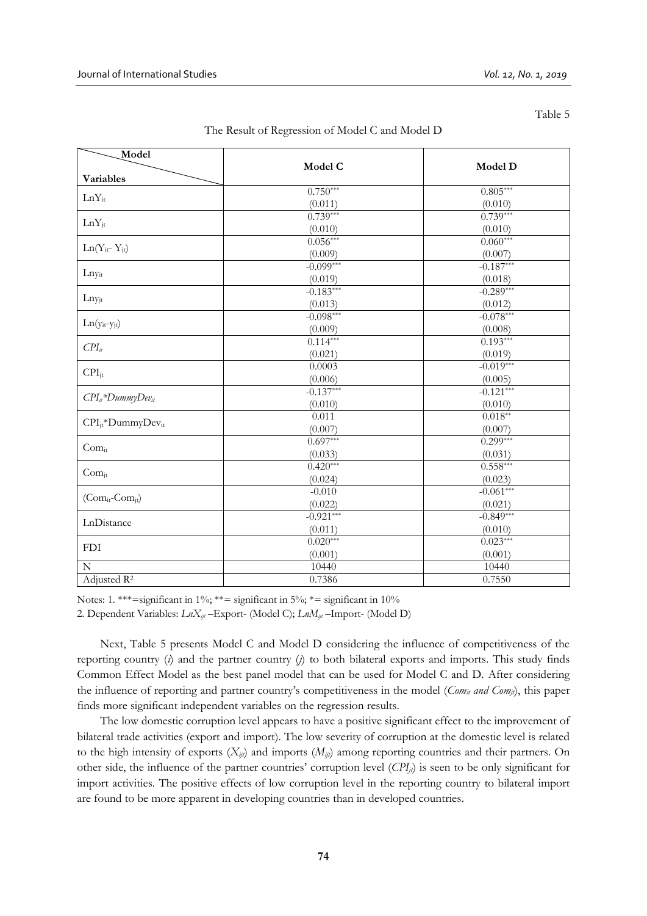Table 5

The Result of Regression of Model C and Model D

| Variables \ Model | Model C | Model D |
|---|---|---|
| $LnY_{it}$ | 0.750*** (0.011) | 0.805*** (0.010) |
| $LnY_{jt}$ | 0.739*** (0.010) | 0.739*** (0.010) |
| $Ln(Y_{it}- Y_{jt})$ | 0.056*** (0.009) | 0.060*** (0.007) |
| $Lny_{it}$ | -0.099*** (0.019) | -0.187*** (0.018) |
| $Lny_{jt}$ | -0.183*** (0.013) | -0.289*** (0.012) |
| $Ln(y_{it}-y_{jt})$ | -0.098*** (0.009) | -0.078*** (0.008) |
| $CPI_{it}$ | 0.114*** (0.021) | 0.193*** (0.019) |
| $CPI_{jt}$ | 0.0003 (0.006) | -0.019*** (0.005) |
| $CPI_{it}*DummyDev_{it}$ | -0.137*** (0.010) | -0.121*** (0.010) |
| $CPI_{jt}*DummyDev_{it}$ | 0.011 (0.007) | 0.018** (0.007) |
| $Com_{it}$ | 0.697*** (0.033) | 0.299*** (0.031) |
| $Com_{jt}$ | 0.420*** (0.024) | 0.558*** (0.023) |
| $(Com_{it}-Com_{jt})$ | -0.010 (0.022) | -0.061*** (0.021) |
| LnDistance | -0.921*** (0.011) | -0.849*** (0.010) |
| FDI | 0.020*** (0.001) | 0.023*** (0.001) |
| N | 10440 | 10440 |
| Adjusted $R^2$ | 0.7386 | 0.7550 |

Notes: 1. ***=significant in 1%; **= significant in 5%; *= significant in 10%

2. Dependent Variables: $LnX_{ijt}$ –Export- (Model C); $LnM_{ijt}$ –Import- (Model D)

Next, Table 5 presents Model C and Model D considering the influence of competitiveness of the reporting country (*i*) and the partner country (*j*) to both bilateral exports and imports. This study finds Common Effect Model as the best panel model that can be used for Model C and D. After considering the influence of reporting and partner country's competitiveness in the model ($Com_{it}$ *and* $Com_{jt}$), this paper finds more significant independent variables on the regression results.

The low domestic corruption level appears to have a positive significant effect to the improvement of bilateral trade activities (export and import). The low severity of corruption at the domestic level is related to the high intensity of exports ($X_{ijt}$) and imports ($M_{ijt}$) among reporting countries and their partners. On other side, the influence of the partner countries' corruption level ($CPI_{jt}$) is seen to be only significant for import activities. The positive effects of low corruption level in the reporting country to bilateral import are found to be more apparent in developing countries than in developed countries.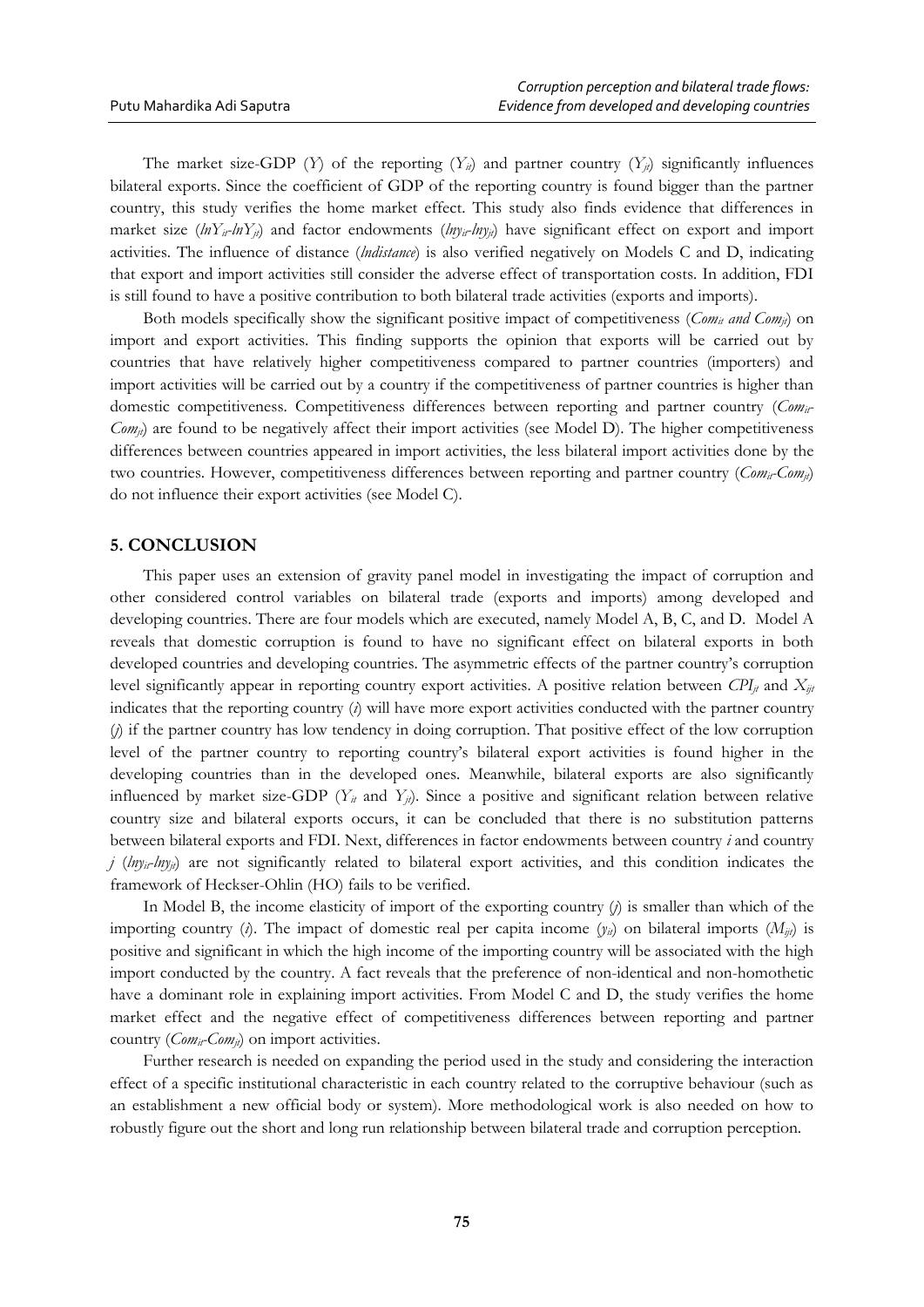The market size-GDP ($Y$) of the reporting ($Y_{it}$) and partner country ($Y_{jt}$) significantly influences bilateral exports. Since the coefficient of GDP of the reporting country is found bigger than the partner country, this study verifies the home market effect. This study also finds evidence that differences in market size ($lnY_{it}$-$lnY_{jt}$) and factor endowments ($lny_{it}$-$lny_{jt}$) have significant effect on export and import activities. The influence of distance (*lndistance*) is also verified negatively on Models C and D, indicating that export and import activities still consider the adverse effect of transportation costs. In addition, FDI is still found to have a positive contribution to both bilateral trade activities (exports and imports).

Both models specifically show the significant positive impact of competitiveness ($Com_{it}$ and $Com_{jt}$) on import and export activities. This finding supports the opinion that exports will be carried out by countries that have relatively higher competitiveness compared to partner countries (importers) and import activities will be carried out by a country if the competitiveness of partner countries is higher than domestic competitiveness. Competitiveness differences between reporting and partner country ($Com_{it}$-$Com_{jt}$) are found to be negatively affect their import activities (see Model D). The higher competitiveness differences between countries appeared in import activities, the less bilateral import activities done by the two countries. However, competitiveness differences between reporting and partner country ($Com_{it}$-$Com_{jt}$) do not influence their export activities (see Model C).

## 5. CONCLUSION

This paper uses an extension of gravity panel model in investigating the impact of corruption and other considered control variables on bilateral trade (exports and imports) among developed and developing countries. There are four models which are executed, namely Model A, B, C, and D. Model A reveals that domestic corruption is found to have no significant effect on bilateral exports in both developed countries and developing countries. The asymmetric effects of the partner country's corruption level significantly appear in reporting country export activities. A positive relation between $CPI_{jt}$ and $X_{ijt}$ indicates that the reporting country ($i$) will have more export activities conducted with the partner country ($j$) if the partner country has low tendency in doing corruption. That positive effect of the low corruption level of the partner country to reporting country's bilateral export activities is found higher in the developing countries than in the developed ones. Meanwhile, bilateral exports are also significantly influenced by market size-GDP ($Y_{it}$ and $Y_{jt}$). Since a positive and significant relation between relative country size and bilateral exports occurs, it can be concluded that there is no substitution patterns between bilateral exports and FDI. Next, differences in factor endowments between country $i$ and country $j$ ($lny_{it}$-$lny_{jt}$) are not significantly related to bilateral export activities, and this condition indicates the framework of Heckser-Ohlin (HO) fails to be verified.

In Model B, the income elasticity of import of the exporting country ($j$) is smaller than which of the importing country ($i$). The impact of domestic real per capita income ($y_{it}$) on bilateral imports ($M_{ijt}$) is positive and significant in which the high income of the importing country will be associated with the high import conducted by the country. A fact reveals that the preference of non-identical and non-homothetic have a dominant role in explaining import activities. From Model C and D, the study verifies the home market effect and the negative effect of competitiveness differences between reporting and partner country ($Com_{it}$-$Com_{jt}$) on import activities.

Further research is needed on expanding the period used in the study and considering the interaction effect of a specific institutional characteristic in each country related to the corruptive behaviour (such as an establishment a new official body or system). More methodological work is also needed on how to robustly figure out the short and long run relationship between bilateral trade and corruption perception.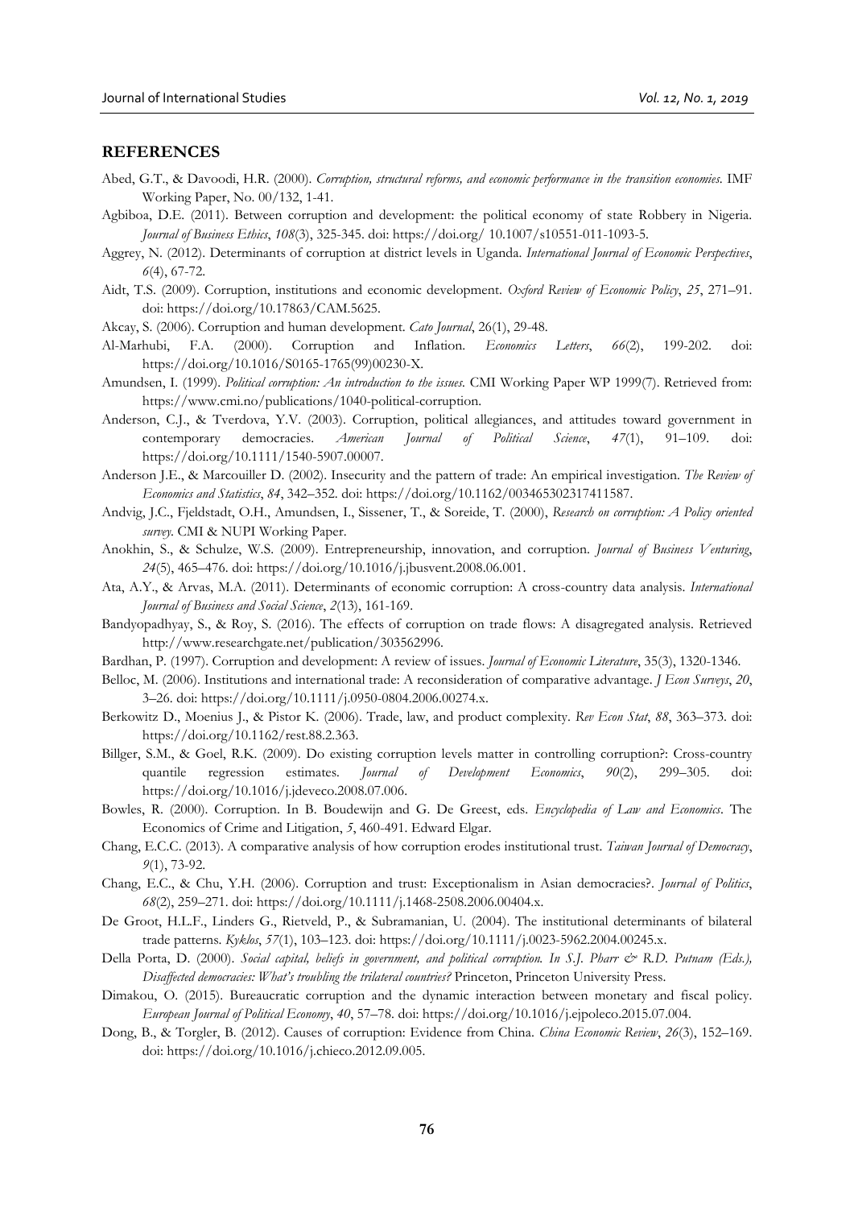## REFERENCES

Abed, G.T., & Davoodi, H.R. (2000). *Corruption, structural reforms, and economic performance in the transition economies*. IMF Working Paper, No. 00/132, 1-41.

Agbiboa, D.E. (2011). Between corruption and development: the political economy of state Robbery in Nigeria. *Journal of Business Ethics*, *108*(3), 325-345. doi: https://doi.org/ 10.1007/s10551-011-1093-5.

Aggrey, N. (2012). Determinants of corruption at district levels in Uganda. *International Journal of Economic Perspectives*, *6*(4), 67-72.

Aidt, T.S. (2009). Corruption, institutions and economic development. *Oxford Review of Economic Policy*, *25*, 271–91. doi: https://doi.org/10.17863/CAM.5625.

Akcay, S. (2006). Corruption and human development. *Cato Journal*, 26(1), 29-48.

Al-Marhubi, F.A. (2000). Corruption and Inflation. *Economics Letters*, *66*(2), 199-202. doi: https://doi.org/10.1016/S0165-1765(99)00230-X.

Amundsen, I. (1999). *Political corruption: An introduction to the issues*. CMI Working Paper WP 1999(7). Retrieved from: https://www.cmi.no/publications/1040-political-corruption.

Anderson, C.J., & Tverdova, Y.V. (2003). Corruption, political allegiances, and attitudes toward government in contemporary democracies. *American Journal of Political Science*, *47*(1), 91–109. doi: https://doi.org/10.1111/1540-5907.00007.

Anderson J.E., & Marcouiller D. (2002). Insecurity and the pattern of trade: An empirical investigation. *The Review of Economics and Statistics*, *84*, 342–352. doi: https://doi.org/10.1162/003465302317411587.

Andvig, J.C., Fjeldstadt, O.H., Amundsen, I., Sissener, T., & Soreide, T. (2000), *Research on corruption: A Policy oriented survey*. CMI & NUPI Working Paper.

Anokhin, S., & Schulze, W.S. (2009). Entrepreneurship, innovation, and corruption. *Journal of Business Venturing*, *24*(5), 465–476. doi: https://doi.org/10.1016/j.jbusvent.2008.06.001.

Ata, A.Y., & Arvas, M.A. (2011). Determinants of economic corruption: A cross-country data analysis. *International Journal of Business and Social Science*, *2*(13), 161-169.

Bandyopadhyay, S., & Roy, S. (2016). The effects of corruption on trade flows: A disagregated analysis. Retrieved http://www.researchgate.net/publication/303562996.

Bardhan, P. (1997). Corruption and development: A review of issues. *Journal of Economic Literature*, 35(3), 1320-1346.

Belloc, M. (2006). Institutions and international trade: A reconsideration of comparative advantage. *J Econ Surveys*, *20*, 3–26. doi: https://doi.org/10.1111/j.0950-0804.2006.00274.x.

Berkowitz D., Moenius J., & Pistor K. (2006). Trade, law, and product complexity. *Rev Econ Stat*, *88*, 363–373. doi: https://doi.org/10.1162/rest.88.2.363.

Billger, S.M., & Goel, R.K. (2009). Do existing corruption levels matter in controlling corruption?: Cross-country quantile regression estimates. *Journal of Development Economics*, *90*(2), 299–305. doi: https://doi.org/10.1016/j.jdeveco.2008.07.006.

Bowles, R. (2000). Corruption. In B. Boudewijn and G. De Greest, eds. *Encyclopedia of Law and Economics*. The Economics of Crime and Litigation, *5*, 460-491. Edward Elgar.

Chang, E.C.C. (2013). A comparative analysis of how corruption erodes institutional trust. *Taiwan Journal of Democracy*, *9*(1), 73-92.

Chang, E.C., & Chu, Y.H. (2006). Corruption and trust: Exceptionalism in Asian democracies?. *Journal of Politics*, *68*(2), 259–271. doi: https://doi.org/10.1111/j.1468-2508.2006.00404.x.

De Groot, H.L.F., Linders G., Rietveld, P., & Subramanian, U. (2004). The institutional determinants of bilateral trade patterns. *Kyklos*, *57*(1), 103–123. doi: https://doi.org/10.1111/j.0023-5962.2004.00245.x.

Della Porta, D. (2000). *Social capital, beliefs in government, and political corruption. In S.J. Pharr & R.D. Putnam (Eds.), Disaffected democracies: What's troubling the trilateral countries?* Princeton, Princeton University Press.

Dimakou, O. (2015). Bureaucratic corruption and the dynamic interaction between monetary and fiscal policy. *European Journal of Political Economy*, *40*, 57–78. doi: https://doi.org/10.1016/j.ejpoleco.2015.07.004.

Dong, B., & Torgler, B. (2012). Causes of corruption: Evidence from China. *China Economic Review*, *26*(3), 152–169. doi: https://doi.org/10.1016/j.chieco.2012.09.005.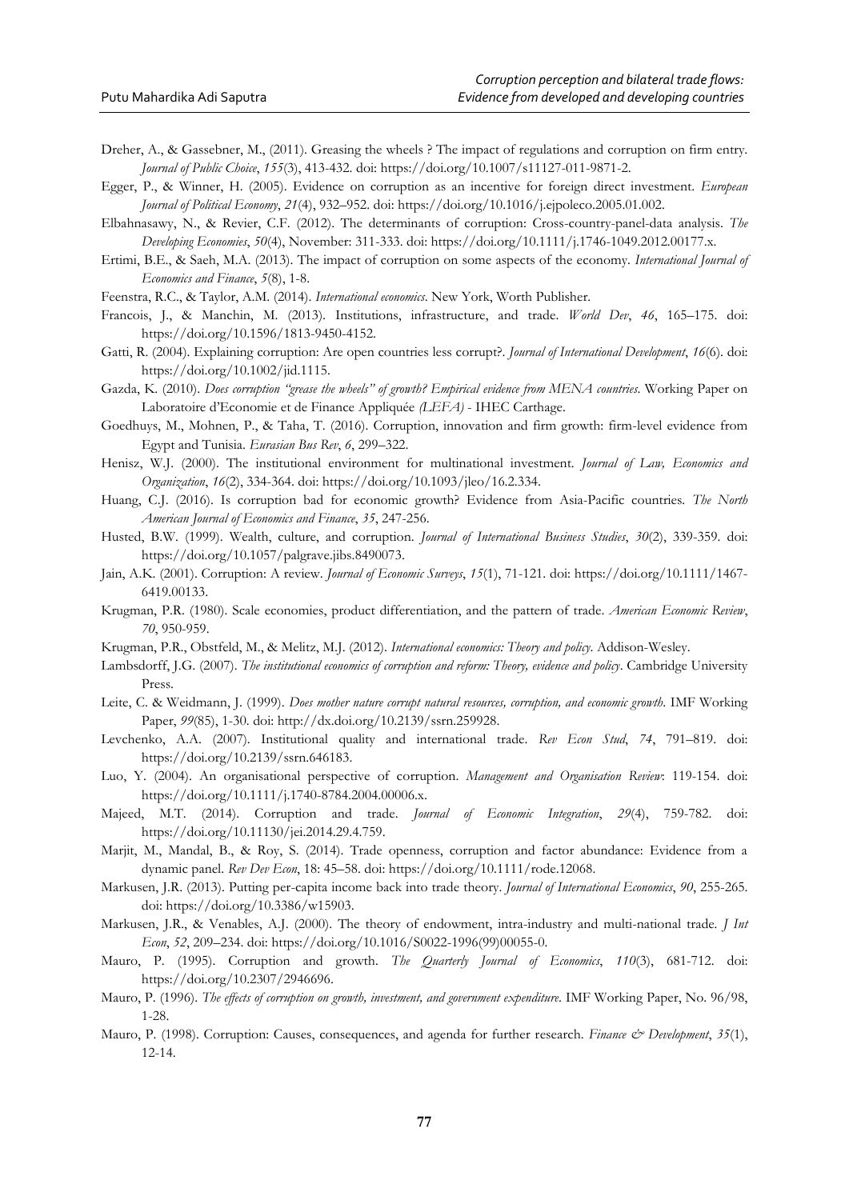Dreher, A., & Gassebner, M., (2011). Greasing the wheels ? The impact of regulations and corruption on firm entry. *Journal of Public Choice*, *155*(3), 413-432. doi: https://doi.org/10.1007/s11127-011-9871-2.

Egger, P., & Winner, H. (2005). Evidence on corruption as an incentive for foreign direct investment. *European Journal of Political Economy*, *21*(4), 932–952. doi: https://doi.org/10.1016/j.ejpoleco.2005.01.002.

Elbahnasawy, N., & Revier, C.F. (2012). The determinants of corruption: Cross-country-panel-data analysis. *The Developing Economies*, *50*(4), November: 311-333. doi: https://doi.org/10.1111/j.1746-1049.2012.00177.x.

Ertimi, B.E., & Saeh, M.A. (2013). The impact of corruption on some aspects of the economy. *International Journal of Economics and Finance*, *5*(8), 1-8.

Feenstra, R.C., & Taylor, A.M. (2014). *International economics*. New York, Worth Publisher.

Francois, J., & Manchin, M. (2013). Institutions, infrastructure, and trade. *World Dev*, *46*, 165–175. doi: https://doi.org/10.1596/1813-9450-4152.

Gatti, R. (2004). Explaining corruption: Are open countries less corrupt?. *Journal of International Development*, *16*(6). doi: https://doi.org/10.1002/jid.1115.

Gazda, K. (2010). *Does corruption "grease the wheels" of growth? Empirical evidence from MENA countries*. Working Paper on Laboratoire d'Economie et de Finance Appliquée *(LEFA)* - IHEC Carthage.

Goedhuys, M., Mohnen, P., & Taha, T. (2016). Corruption, innovation and firm growth: firm-level evidence from Egypt and Tunisia. *Eurasian Bus Rev*, *6*, 299–322.

Henisz, W.J. (2000). The institutional environment for multinational investment. *Journal of Law, Economics and Organization*, *16*(2), 334-364. doi: https://doi.org/10.1093/jleo/16.2.334.

Huang, C.J. (2016). Is corruption bad for economic growth? Evidence from Asia-Pacific countries. *The North American Journal of Economics and Finance*, *35*, 247-256.

Husted, B.W. (1999). Wealth, culture, and corruption. *Journal of International Business Studies*, *30*(2), 339-359. doi: https://doi.org/10.1057/palgrave.jibs.8490073.

Jain, A.K. (2001). Corruption: A review. *Journal of Economic Surveys*, *15*(1), 71-121. doi: https://doi.org/10.1111/1467-6419.00133.

Krugman, P.R. (1980). Scale economies, product differentiation, and the pattern of trade. *American Economic Review*, *70*, 950-959.

Krugman, P.R., Obstfeld, M., & Melitz, M.J. (2012). *International economics: Theory and policy*. Addison-Wesley.

Lambsdorff, J.G. (2007). *The institutional economics of corruption and reform: Theory, evidence and policy*. Cambridge University Press.

Leite, C. & Weidmann, J. (1999). *Does mother nature corrupt natural resources, corruption, and economic growth*. IMF Working Paper, *99*(85), 1-30. doi: http://dx.doi.org/10.2139/ssrn.259928.

Levchenko, A.A. (2007). Institutional quality and international trade. *Rev Econ Stud*, *74*, 791–819. doi: https://doi.org/10.2139/ssrn.646183.

Luo, Y. (2004). An organisational perspective of corruption. *Management and Organisation Review*: 119-154. doi: https://doi.org/10.1111/j.1740-8784.2004.00006.x.

Majeed, M.T. (2014). Corruption and trade. *Journal of Economic Integration*, *29*(4), 759-782. doi: https://doi.org/10.11130/jei.2014.29.4.759.

Marjit, M., Mandal, B., & Roy, S. (2014). Trade openness, corruption and factor abundance: Evidence from a dynamic panel. *Rev Dev Econ*, 18: 45–58. doi: https://doi.org/10.1111/rode.12068.

Markusen, J.R. (2013). Putting per-capita income back into trade theory. *Journal of International Economics*, *90*, 255-265. doi: https://doi.org/10.3386/w15903.

Markusen, J.R., & Venables, A.J. (2000). The theory of endowment, intra-industry and multi-national trade. *J Int Econ*, *52*, 209–234. doi: https://doi.org/10.1016/S0022-1996(99)00055-0.

Mauro, P. (1995). Corruption and growth. *The Quarterly Journal of Economics*, *110*(3), 681-712. doi: https://doi.org/10.2307/2946696.

Mauro, P. (1996). *The effects of corruption on growth, investment, and government expenditure*. IMF Working Paper, No. 96/98, 1-28.

Mauro, P. (1998). Corruption: Causes, consequences, and agenda for further research. *Finance & Development*, *35*(1), 12-14.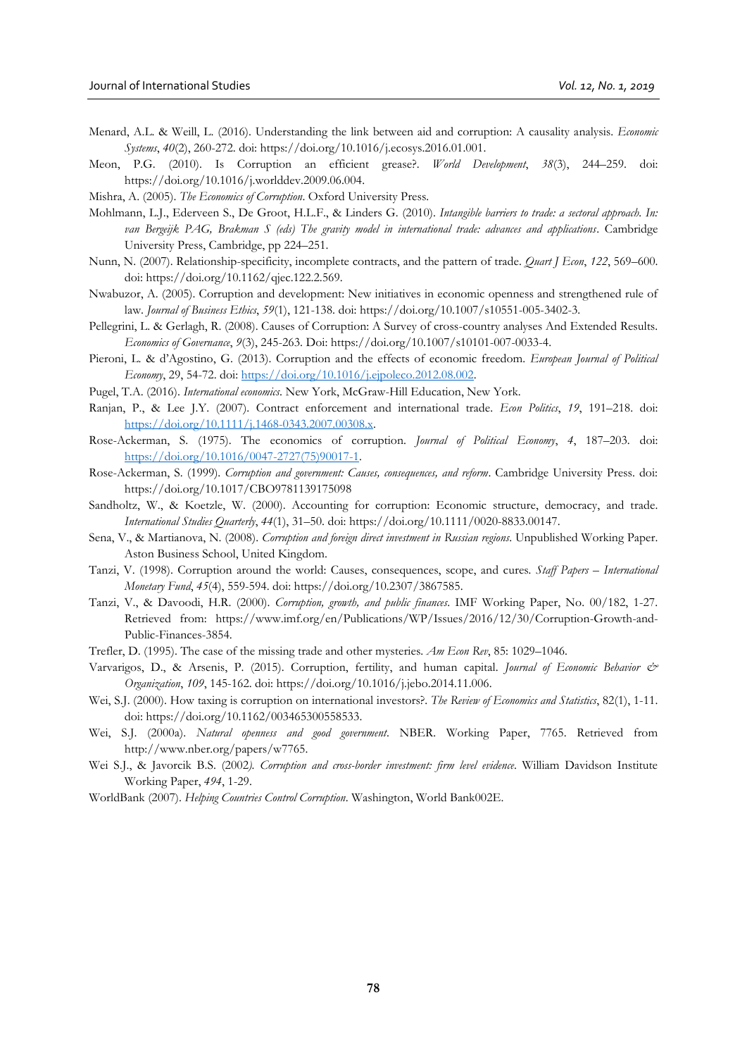Menard, A.L. & Weill, L. (2016). Understanding the link between aid and corruption: A causality analysis. *Economic Systems*, *40*(2), 260-272. doi: https://doi.org/10.1016/j.ecosys.2016.01.001.

Meon, P.G. (2010). Is Corruption an efficient grease?. *World Development*, *38*(3), 244–259. doi: https://doi.org/10.1016/j.worlddev.2009.06.004.

Mishra, A. (2005). *The Economics of Corruption*. Oxford University Press.

Mohlmann, L.J., Ederveen S., De Groot, H.L.F., & Linders G. (2010). *Intangible barriers to trade: a sectoral approach. In: van Bergeijk PAG, Brakman S (eds) The gravity model in international trade: advances and applications*. Cambridge University Press, Cambridge, pp 224–251.

Nunn, N. (2007). Relationship-specificity, incomplete contracts, and the pattern of trade. *Quart J Econ*, *122*, 569–600. doi: https://doi.org/10.1162/qjec.122.2.569.

Nwabuzor, A. (2005). Corruption and development: New initiatives in economic openness and strengthened rule of law. *Journal of Business Ethics*, *59*(1), 121-138. doi: https://doi.org/10.1007/s10551-005-3402-3.

Pellegrini, L. & Gerlagh, R. (2008). Causes of Corruption: A Survey of cross-country analyses And Extended Results. *Economics of Governance*, *9*(3), 245-263. Doi: https://doi.org/10.1007/s10101-007-0033-4.

Pieroni, L. & d'Agostino, G. (2013). Corruption and the effects of economic freedom. *European Journal of Political Economy*, 29, 54-72. doi: https://doi.org/10.1016/j.ejpoleco.2012.08.002.

Pugel, T.A. (2016). *International economics*. New York, McGraw-Hill Education, New York.

Ranjan, P., & Lee J.Y. (2007). Contract enforcement and international trade. *Econ Politics*, *19*, 191–218. doi: https://doi.org/10.1111/j.1468-0343.2007.00308.x.

Rose-Ackerman, S. (1975). The economics of corruption. *Journal of Political Economy*, *4*, 187–203. doi: https://doi.org/10.1016/0047-2727(75)90017-1.

Rose-Ackerman, S. (1999). *Corruption and government: Causes, consequences, and reform*. Cambridge University Press. doi: https://doi.org/10.1017/CBO9781139175098

Sandholtz, W., & Koetzle, W. (2000). Accounting for corruption: Economic structure, democracy, and trade. *International Studies Quarterly*, *44*(1), 31–50. doi: https://doi.org/10.1111/0020-8833.00147.

Sena, V., & Martianova, N. (2008). *Corruption and foreign direct investment in Russian regions*. Unpublished Working Paper. Aston Business School, United Kingdom.

Tanzi, V. (1998). Corruption around the world: Causes, consequences, scope, and cures. *Staff Papers – International Monetary Fund*, *45*(4), 559-594. doi: https://doi.org/10.2307/3867585.

Tanzi, V., & Davoodi, H.R. (2000). *Corruption, growth, and public finances*. IMF Working Paper, No. 00/182, 1-27. Retrieved from: https://www.imf.org/en/Publications/WP/Issues/2016/12/30/Corruption-Growth-and-Public-Finances-3854.

Trefler, D. (1995). The case of the missing trade and other mysteries. *Am Econ Rev*, 85: 1029–1046.

Varvarigos, D., & Arsenis, P. (2015). Corruption, fertility, and human capital. *Journal of Economic Behavior & Organization*, *109*, 145-162. doi: https://doi.org/10.1016/j.jebo.2014.11.006.

Wei, S.J. (2000). How taxing is corruption on international investors?. *The Review of Economics and Statistics*, 82(1), 1-11. doi: https://doi.org/10.1162/003465300558533.

Wei, S.J. (2000a). *Natural openness and good government*. NBER. Working Paper, 7765. Retrieved from http://www.nber.org/papers/w7765.

Wei S.J., & Javorcik B.S. (2002*). Corruption and cross-border investment: firm level evidence*. William Davidson Institute Working Paper, *494*, 1-29.

WorldBank (2007). *Helping Countries Control Corruption*. Washington, World Bank002E.